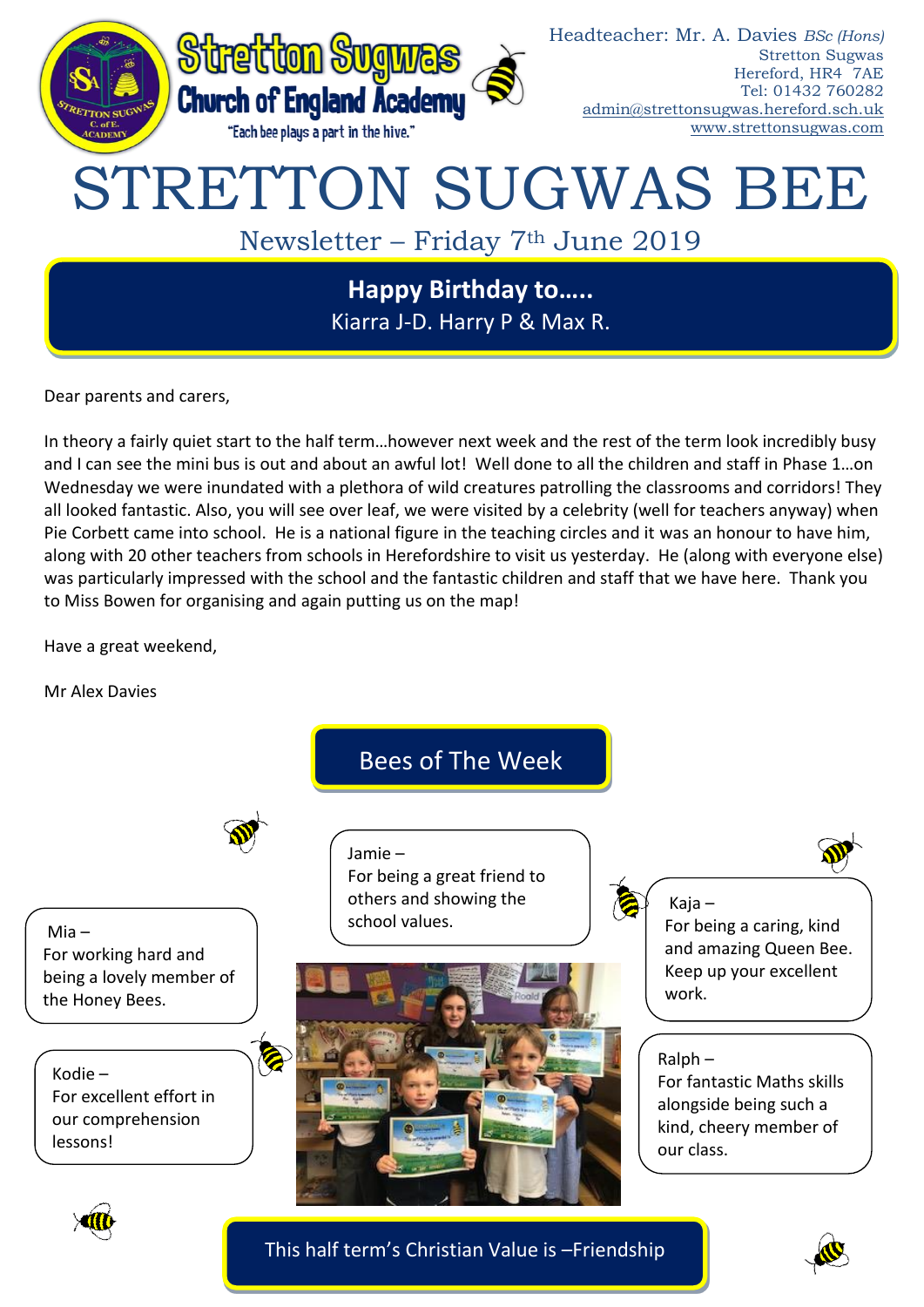Stretton Sugwas Church of England Academy
"Each bee plays a part in the hive."

Headteacher: Mr. A. Davies *BSc (Hons)*
Stretton Sugwas
Hereford, HR4 7AE
Tel: 01432 760282
admin@strettonsugwas.hereford.sch.uk
www.strettonsugwas.com

# STRETTON SUGWAS BEE

## Newsletter – Friday 7th June 2019

**Happy Birthday to…..**
Kiarra J-D. Harry P & Max R.

Dear parents and carers,

In theory a fairly quiet start to the half term…however next week and the rest of the term look incredibly busy and I can see the mini bus is out and about an awful lot! Well done to all the children and staff in Phase 1…on Wednesday we were inundated with a plethora of wild creatures patrolling the classrooms and corridors! They all looked fantastic. Also, you will see over leaf, we were visited by a celebrity (well for teachers anyway) when Pie Corbett came into school. He is a national figure in the teaching circles and it was an honour to have him, along with 20 other teachers from schools in Herefordshire to visit us yesterday. He (along with everyone else) was particularly impressed with the school and the fantastic children and staff that we have here. Thank you to Miss Bowen for organising and again putting us on the map!

Have a great weekend,

Mr Alex Davies

## Bees of The Week

Mia – For working hard and being a lovely member of the Honey Bees.

Jamie – For being a great friend to others and showing the school values.

Kaja – For being a caring, kind and amazing Queen Bee. Keep up your excellent work.

Kodie – For excellent effort in our comprehension lessons!

Ralph – For fantastic Maths skills alongside being such a kind, cheery member of our class.

**This half term's Christian Value is –Friendship**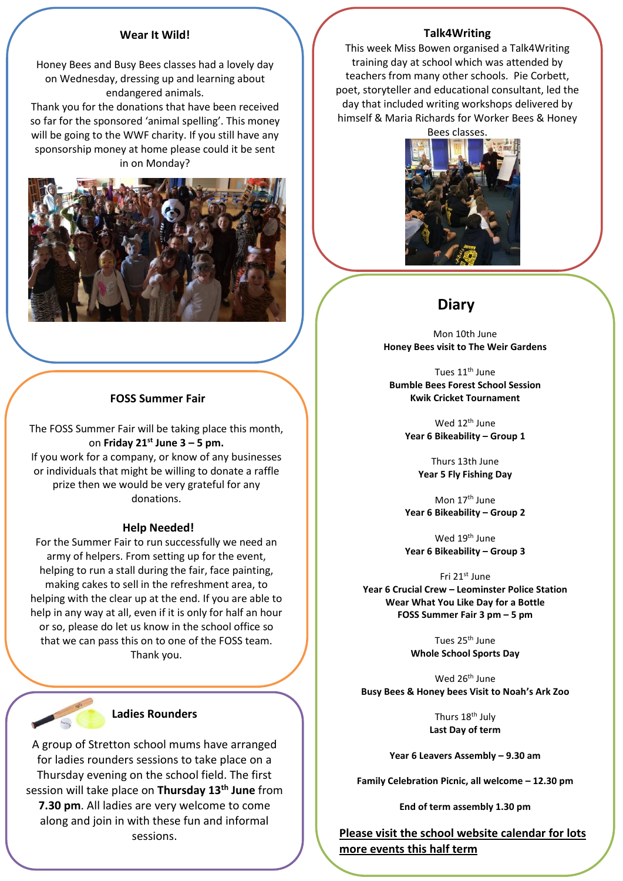## Wear It Wild!

Honey Bees and Busy Bees classes had a lovely day on Wednesday, dressing up and learning about endangered animals.
Thank you for the donations that have been received so far for the sponsored 'animal spelling'. This money will be going to the WWF charity. If you still have any sponsorship money at home please could it be sent in on Monday?

## FOSS Summer Fair

The FOSS Summer Fair will be taking place this month, on **Friday 21st June 3 – 5 pm.**
If you work for a company, or know of any businesses or individuals that might be willing to donate a raffle prize then we would be very grateful for any donations.

### Help Needed!

For the Summer Fair to run successfully we need an army of helpers. From setting up for the event, helping to run a stall during the fair, face painting, making cakes to sell in the refreshment area, to helping with the clear up at the end. If you are able to help in any way at all, even if it is only for half an hour or so, please do let us know in the school office so that we can pass this on to one of the FOSS team. Thank you.

## Ladies Rounders

A group of Stretton school mums have arranged for ladies rounders sessions to take place on a Thursday evening on the school field. The first session will take place on **Thursday 13th June** from **7.30 pm**. All ladies are very welcome to come along and join in with these fun and informal sessions.

## Talk4Writing

This week Miss Bowen organised a Talk4Writing training day at school which was attended by teachers from many other schools. Pie Corbett, poet, storyteller and educational consultant, led the day that included writing workshops delivered by himself & Maria Richards for Worker Bees & Honey Bees classes.

# Diary

Mon 10th June
**Honey Bees visit to The Weir Gardens**

Tues 11th June
**Bumble Bees Forest School Session**
**Kwik Cricket Tournament**

Wed 12th June
**Year 6 Bikeability – Group 1**

Thurs 13th June
**Year 5 Fly Fishing Day**

Mon 17th June
**Year 6 Bikeability – Group 2**

Wed 19th June
**Year 6 Bikeability – Group 3**

Fri 21st June
**Year 6 Crucial Crew – Leominster Police Station**
**Wear What You Like Day for a Bottle**
**FOSS Summer Fair 3 pm – 5 pm**

Tues 25th June
**Whole School Sports Day**

Wed 26th June
**Busy Bees & Honey bees Visit to Noah's Ark Zoo**

Thurs 18th July
**Last Day of term**

**Year 6 Leavers Assembly – 9.30 am**

**Family Celebration Picnic, all welcome – 12.30 pm**

**End of term assembly 1.30 pm**

**Please visit the school website calendar for lots more events this half term**